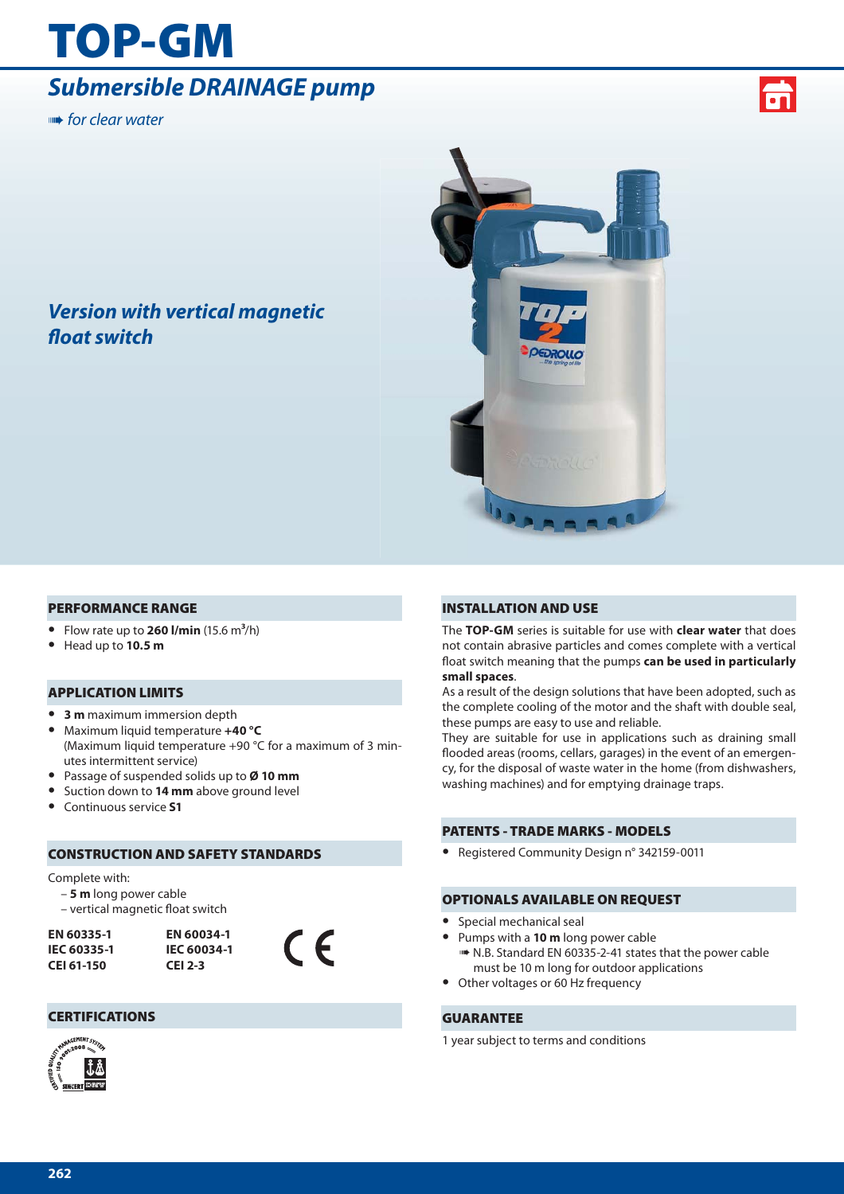# TOP-GM

## *Submersible DRAINAGE pump*

➠ *for clear water*

***Version with vertical magnetic float switch***

### PERFORMANCE RANGE

- Flow rate up to **260 l/min** (15.6 $m^3$/h)
- Head up to **10.5 m**

### APPLICATION LIMITS

- **3 m** maximum immersion depth
- Maximum liquid temperature **+40 °C** (Maximum liquid temperature +90 °C for a maximum of 3 minutes intermittent service)
- Passage of suspended solids up to **Ø 10 mm**
- Suction down to **14 mm** above ground level
- Continuous service **S1**

### CONSTRUCTION AND SAFETY STANDARDS

Complete with:
- **5 m** long power cable
- vertical magnetic float switch

| | |
|---|---|
| **EN 60335-1** | **EN 60034-1** |
| **IEC 60335-1** | **IEC 60034-1** |
| **CEI 61-150** | **CEI 2-3** |

CE

### CERTIFICATIONS

### INSTALLATION AND USE

The **TOP-GM** series is suitable for use with **clear water** that does not contain abrasive particles and comes complete with a vertical float switch meaning that the pumps **can be used in particularly small spaces**.
As a result of the design solutions that have been adopted, such as the complete cooling of the motor and the shaft with double seal, these pumps are easy to use and reliable.
They are suitable for use in applications such as draining small flooded areas (rooms, cellars, garages) in the event of an emergency, for the disposal of waste water in the home (from dishwashers, washing machines) and for emptying drainage traps.

### PATENTS - TRADE MARKS - MODELS

- Registered Community Design n° 342159-0011

### OPTIONALS AVAILABLE ON REQUEST

- Special mechanical seal
- Pumps with a **10 m** long power cable
  ➠ N.B. Standard EN 60335-2-41 states that the power cable must be 10 m long for outdoor applications
- Other voltages or 60 Hz frequency

### GUARANTEE

1 year subject to terms and conditions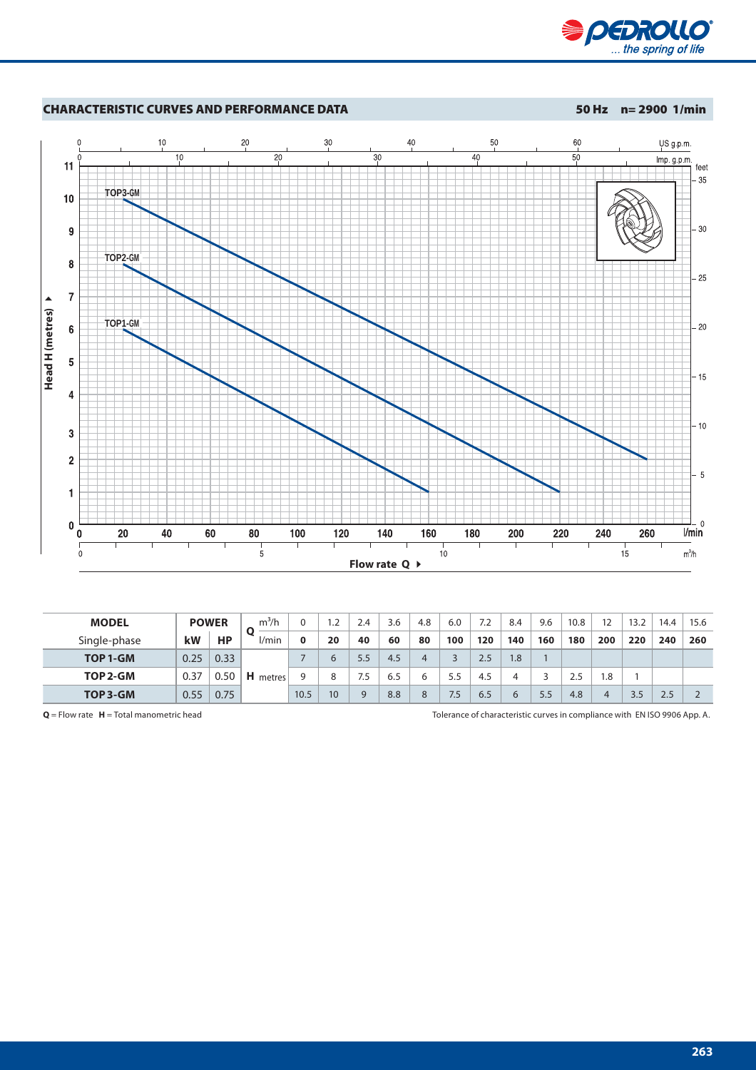## CHARACTERISTIC CURVES AND PERFORMANCE DATA

**50 Hz n= 2900 1/min**

| MODEL | POWER | | Q | m³/h | 0 | 1.2 | 2.4 | 3.6 | 4.8 | 6.0 | 7.2 | 8.4 | 9.6 | 10.8 | 12 | 13.2 | 14.4 | 15.6 |
|---|---|---|---|---|---|---|---|---|---|---|---|---|---|---|---|---|---|---|
| Single-phase | kW | HP | | l/min | **0** | **20** | **40** | **60** | **80** | **100** | **120** | **140** | **160** | **180** | **200** | **220** | **240** | **260** |
| **TOP 1-GM** | 0.25 | 0.33 | **H** | metres | 7 | 6 | 5.5 | 4.5 | 4 | 3 | 2.5 | 1.8 | 1 | | | | | |
| **TOP 2-GM** | 0.37 | 0.50 | | | 9 | 8 | 7.5 | 6.5 | 6 | 5.5 | 4.5 | 4 | 3 | 2.5 | 1.8 | 1 | | |
| **TOP 3-GM** | 0.55 | 0.75 | | | 10.5 | 10 | 9 | 8.8 | 8 | 7.5 | 6.5 | 6 | 5.5 | 4.8 | 4 | 3.5 | 2.5 | 2 |

**Q** = Flow rate **H** = Total manometric head

Tolerance of characteristic curves in compliance with EN ISO 9906 App. A.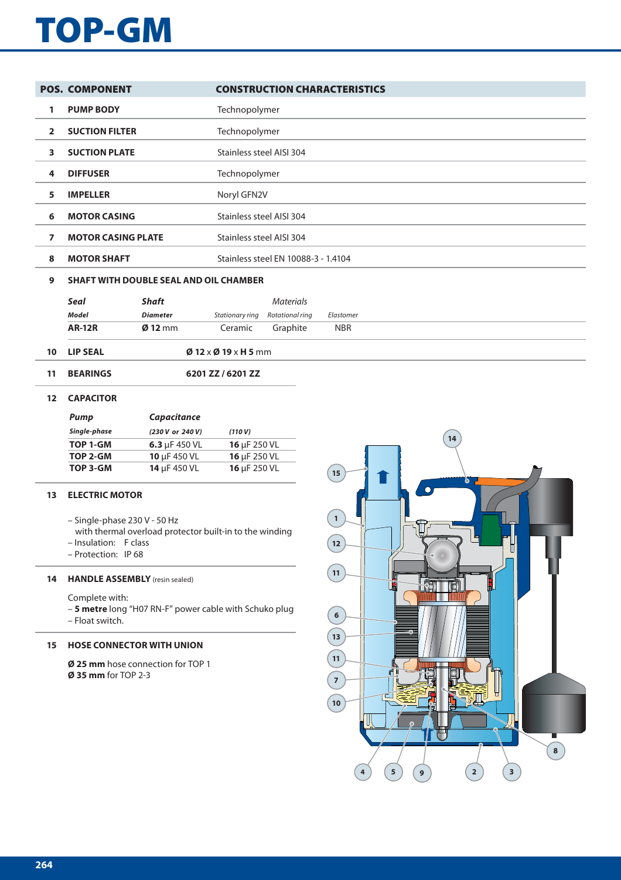# TOP-GM

| POS. | COMPONENT | CONSTRUCTION CHARACTERISTICS |
|---|---|---|
| 1 | **PUMP BODY** | Technopolymer |
| 2 | **SUCTION FILTER** | Technopolymer |
| 3 | **SUCTION PLATE** | Stainless steel AISI 304 |
| 4 | **DIFFUSER** | Technopolymer |
| 5 | **IMPELLER** | Noryl GFN2V |
| 6 | **MOTOR CASING** | Stainless steel AISI 304 |
| 7 | **MOTOR CASING PLATE** | Stainless steel AISI 304 |
| 8 | **MOTOR SHAFT** | Stainless steel EN 10088-3 - 1.4104 |

**9 SHAFT WITH DOUBLE SEAL AND OIL CHAMBER**

| *Seal* | *Shaft* | *Materials* | | |
|---|---|---|---|---|
| ***Model*** | ***Diameter*** | *Stationary ring* | *Rotational ring* | *Elastomer* |
| **AR-12R** | **Ø 12** mm | Ceramic | Graphite | NBR |

**10 LIP SEAL** — **Ø 12** x **Ø 19** x **H 5** mm

**11 BEARINGS** — **6201 ZZ / 6201 ZZ**

**12 CAPACITOR**

| *Pump* | *Capacitance* | |
|---|---|---|
| ***Single-phase*** | ***(230 V or 240 V)*** | ***(110 V)*** |
| **TOP 1-GM** | **6.3** μF 450 VL | **16** μF 250 VL |
| **TOP 2-GM** | **10** μF 450 VL | **16** μF 250 VL |
| **TOP 3-GM** | **14** μF 450 VL | **16** μF 250 VL |

**13 ELECTRIC MOTOR**

– Single-phase 230 V - 50 Hz
with thermal overload protector built-in to the winding
– Insulation: F class
– Protection: IP 68

**14 HANDLE ASSEMBLY** (resin sealed)

Complete with:
– **5 metre** long "H07 RN-F" power cable with Schuko plug
– Float switch.

**15 HOSE CONNECTOR WITH UNION**

**Ø 25 mm** hose connection for TOP 1
**Ø 35 mm** for TOP 2-3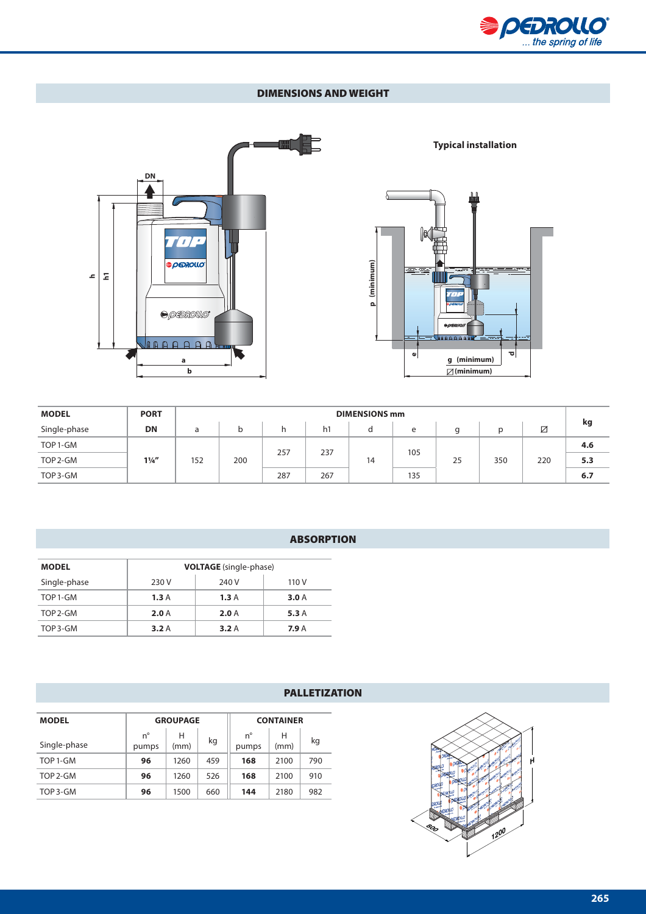## DIMENSIONS AND WEIGHT

DN

h

h1

a

b

Typical installation

p (minimum)

e

g (minimum)

d

☐ (minimum)

| MODEL | PORT | DIMENSIONS mm | | | | | | | | | kg |
|---|---|---|---|---|---|---|---|---|---|---|---|
| Single-phase | DN | a | b | h | h1 | d | e | g | p | ☐ | |
| TOP 1-GM | 1¼" | 152 | 200 | 257 | 237 | 14 | 105 | 25 | 350 | 220 | **4.6** |
| TOP 2-GM | | | | | | | | | | | **5.3** |
| TOP 3-GM | | | | 287 | 267 | | 135 | | | | **6.7** |

## ABSORPTION

| MODEL | VOLTAGE (single-phase) | | |
|---|---|---|---|
| Single-phase | 230 V | 240 V | 110 V |
| TOP 1-GM | **1.3** A | **1.3** A | **3.0** A |
| TOP 2-GM | **2.0** A | **2.0** A | **5.3** A |
| TOP 3-GM | **3.2** A | **3.2** A | **7.9** A |

## PALLETIZATION

| MODEL | GROUPAGE | | | CONTAINER | | |
|---|---|---|---|---|---|---|
| Single-phase | n° pumps | H (mm) | kg | n° pumps | H (mm) | kg |
| TOP 1-GM | **96** | 1260 | 459 | **168** | 2100 | 790 |
| TOP 2-GM | **96** | 1260 | 526 | **168** | 2100 | 910 |
| TOP 3-GM | **96** | 1500 | 660 | **144** | 2180 | 982 |

H

800

1200